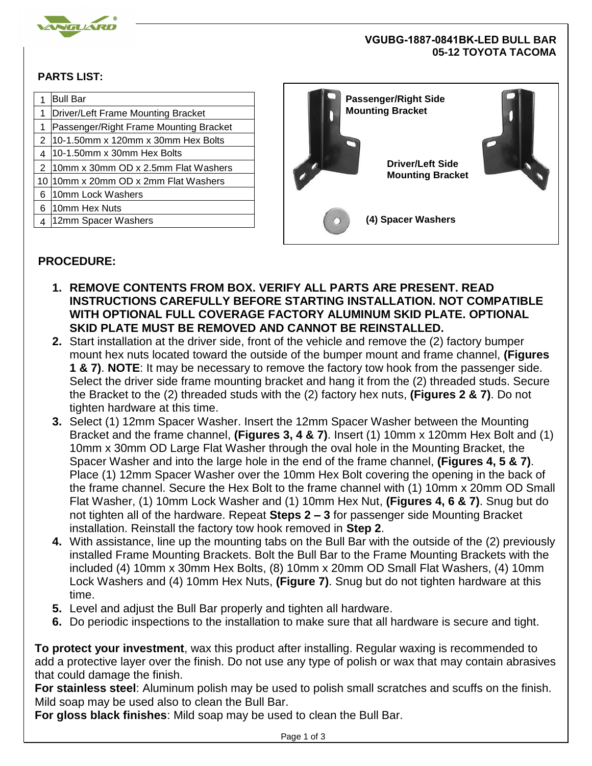## VGUBG-1887-0841BK-LED BULL BAR
## 05-12 TOYOTA TACOMA

### PARTS LIST:

| Qty | Part |
|---|---|
| 1 | Bull Bar |
| 1 | Driver/Left Frame Mounting Bracket |
| 1 | Passenger/Right Frame Mounting Bracket |
| 2 | 10-1.50mm x 120mm x 30mm Hex Bolts |
| 4 | 10-1.50mm x 30mm Hex Bolts |
| 2 | 10mm x 30mm OD x 2.5mm Flat Washers |
| 10 | 10mm x 20mm OD x 2mm Flat Washers |
| 6 | 10mm Lock Washers |
| 6 | 10mm Hex Nuts |
| 4 | 12mm Spacer Washers |

**Passenger/Right Side Mounting Bracket**

**Driver/Left Side Mounting Bracket**

**(4) Spacer Washers**

### PROCEDURE:

1. **REMOVE CONTENTS FROM BOX. VERIFY ALL PARTS ARE PRESENT. READ INSTRUCTIONS CAREFULLY BEFORE STARTING INSTALLATION. NOT COMPATIBLE WITH OPTIONAL FULL COVERAGE FACTORY ALUMINUM SKID PLATE. OPTIONAL SKID PLATE MUST BE REMOVED AND CANNOT BE REINSTALLED.**
2. Start installation at the driver side, front of the vehicle and remove the (2) factory bumper mount hex nuts located toward the outside of the bumper mount and frame channel, **(Figures 1 & 7)**. **NOTE**: It may be necessary to remove the factory tow hook from the passenger side. Select the driver side frame mounting bracket and hang it from the (2) threaded studs. Secure the Bracket to the (2) threaded studs with the (2) factory hex nuts, **(Figures 2 & 7)**. Do not tighten hardware at this time.
3. Select (1) 12mm Spacer Washer. Insert the 12mm Spacer Washer between the Mounting Bracket and the frame channel, **(Figures 3, 4 & 7)**. Insert (1) 10mm x 120mm Hex Bolt and (1) 10mm x 30mm OD Large Flat Washer through the oval hole in the Mounting Bracket, the Spacer Washer and into the large hole in the end of the frame channel, **(Figures 4, 5 & 7)**. Place (1) 12mm Spacer Washer over the 10mm Hex Bolt covering the opening in the back of the frame channel. Secure the Hex Bolt to the frame channel with (1) 10mm x 20mm OD Small Flat Washer, (1) 10mm Lock Washer and (1) 10mm Hex Nut, **(Figures 4, 6 & 7)**. Snug but do not tighten all of the hardware. Repeat **Steps 2 – 3** for passenger side Mounting Bracket installation. Reinstall the factory tow hook removed in **Step 2**.
4. With assistance, line up the mounting tabs on the Bull Bar with the outside of the (2) previously installed Frame Mounting Brackets. Bolt the Bull Bar to the Frame Mounting Brackets with the included (4) 10mm x 30mm Hex Bolts, (8) 10mm x 20mm OD Small Flat Washers, (4) 10mm Lock Washers and (4) 10mm Hex Nuts, **(Figure 7)**. Snug but do not tighten hardware at this time.
5. Level and adjust the Bull Bar properly and tighten all hardware.
6. Do periodic inspections to the installation to make sure that all hardware is secure and tight.

**To protect your investment**, wax this product after installing. Regular waxing is recommended to add a protective layer over the finish. Do not use any type of polish or wax that may contain abrasives that could damage the finish.
**For stainless steel**: Aluminum polish may be used to polish small scratches and scuffs on the finish. Mild soap may be used also to clean the Bull Bar.
**For gloss black finishes**: Mild soap may be used to clean the Bull Bar.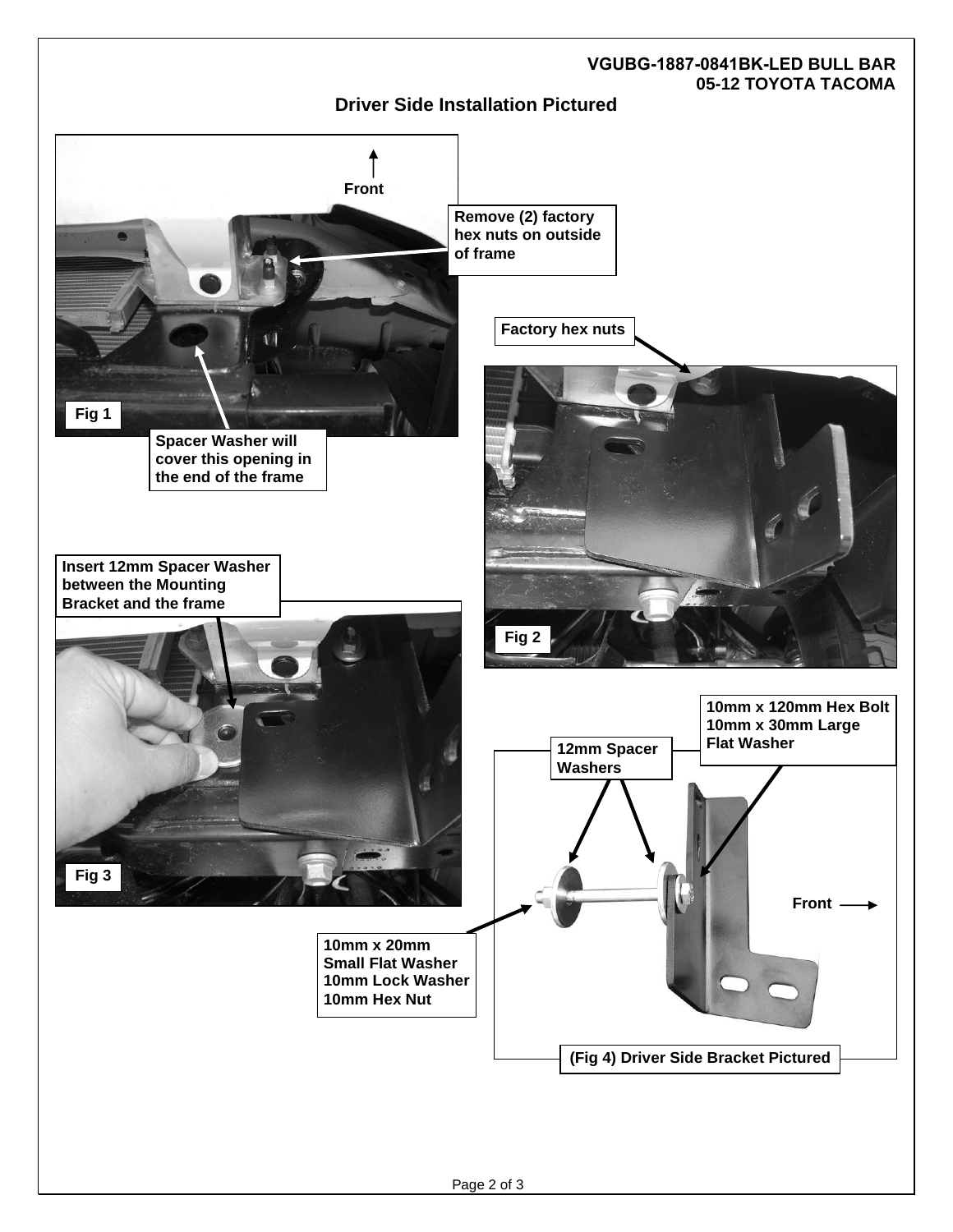# VGUBG-1887-0841BK-LED BULL BAR
# 05-12 TOYOTA TACOMA

## Driver Side Installation Pictured

Front

Remove (2) factory hex nuts on outside of frame

Fig 1

Spacer Washer will cover this opening in the end of the frame

Factory hex nuts

Fig 2

Insert 12mm Spacer Washer between the Mounting Bracket and the frame

Fig 3

10mm x 120mm Hex Bolt
10mm x 30mm Large Flat Washer

12mm Spacer Washers

Front

10mm x 20mm Small Flat Washer
10mm Lock Washer
10mm Hex Nut

(Fig 4) Driver Side Bracket Pictured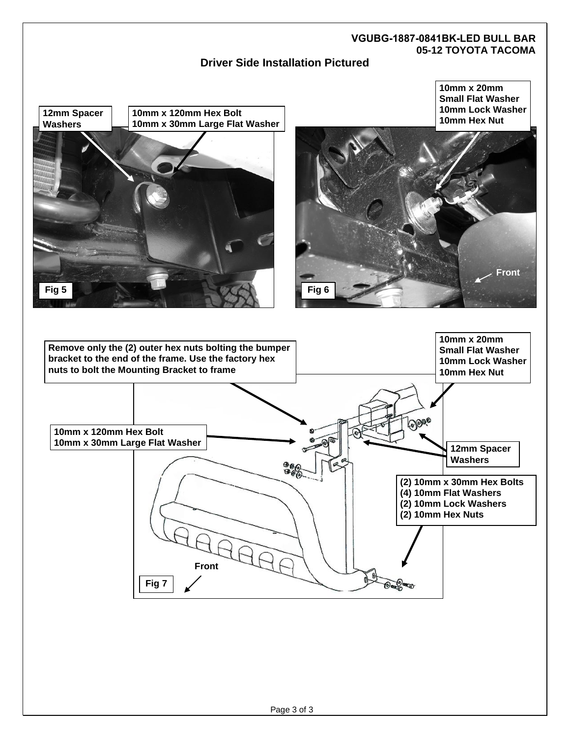VGUBG-1887-0841BK-LED BULL BAR
05-12 TOYOTA TACOMA

## Driver Side Installation Pictured

12mm Spacer Washers

10mm x 120mm Hex Bolt
10mm x 30mm Large Flat Washer

Fig 5

10mm x 20mm Small Flat Washer
10mm Lock Washer
10mm Hex Nut

Front

Fig 6

Remove only the (2) outer hex nuts bolting the bumper bracket to the end of the frame. Use the factory hex nuts to bolt the Mounting Bracket to frame

10mm x 20mm Small Flat Washer
10mm Lock Washer
10mm Hex Nut

10mm x 120mm Hex Bolt
10mm x 30mm Large Flat Washer

12mm Spacer Washers

(2) 10mm x 30mm Hex Bolts
(4) 10mm Flat Washers
(2) 10mm Lock Washers
(2) 10mm Hex Nuts

Front

Fig 7